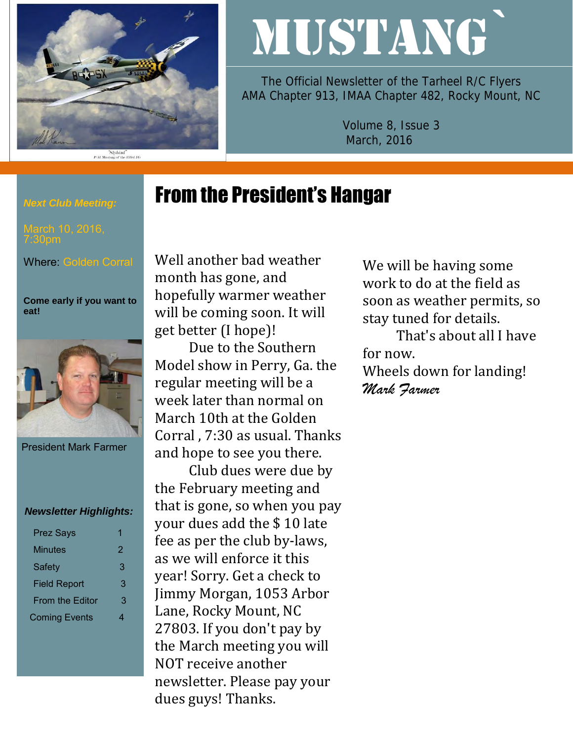# MUSTANG`

The Official Newsletter of the Tarheel R/C Flyers
AMA Chapter 913, IMAA Chapter 482, Rocky Mount, NC

Volume 8, Issue 3
March, 2016

***Next Club Meeting:***

March 10, 2016, 7:30pm

Where: Golden Corral

**Come early if you want to eat!**

President Mark Farmer

***Newsletter Highlights:***

| | |
|---|---|
| Prez Says | 1 |
| Minutes | 2 |
| Safety | 3 |
| Field Report | 3 |
| From the Editor | 3 |
| Coming Events | 4 |

## From the President's Hangar

Well another bad weather month has gone, and hopefully warmer weather will be coming soon. It will get better (I hope)!

Due to the Southern Model show in Perry, Ga. the regular meeting will be a week later than normal on March 10th at the Golden Corral , 7:30 as usual. Thanks and hope to see you there.

Club dues were due by the February meeting and that is gone, so when you pay your dues add the $ 10 late fee as per the club by-laws, as we will enforce it this year! Sorry. Get a check to Jimmy Morgan, 1053 Arbor Lane, Rocky Mount, NC 27803. If you don't pay by the March meeting you will NOT receive another newsletter. Please pay your dues guys! Thanks.

We will be having some work to do at the field as soon as weather permits, so stay tuned for details.

That's about all I have for now.

Wheels down for landing!

*Mark Farmer*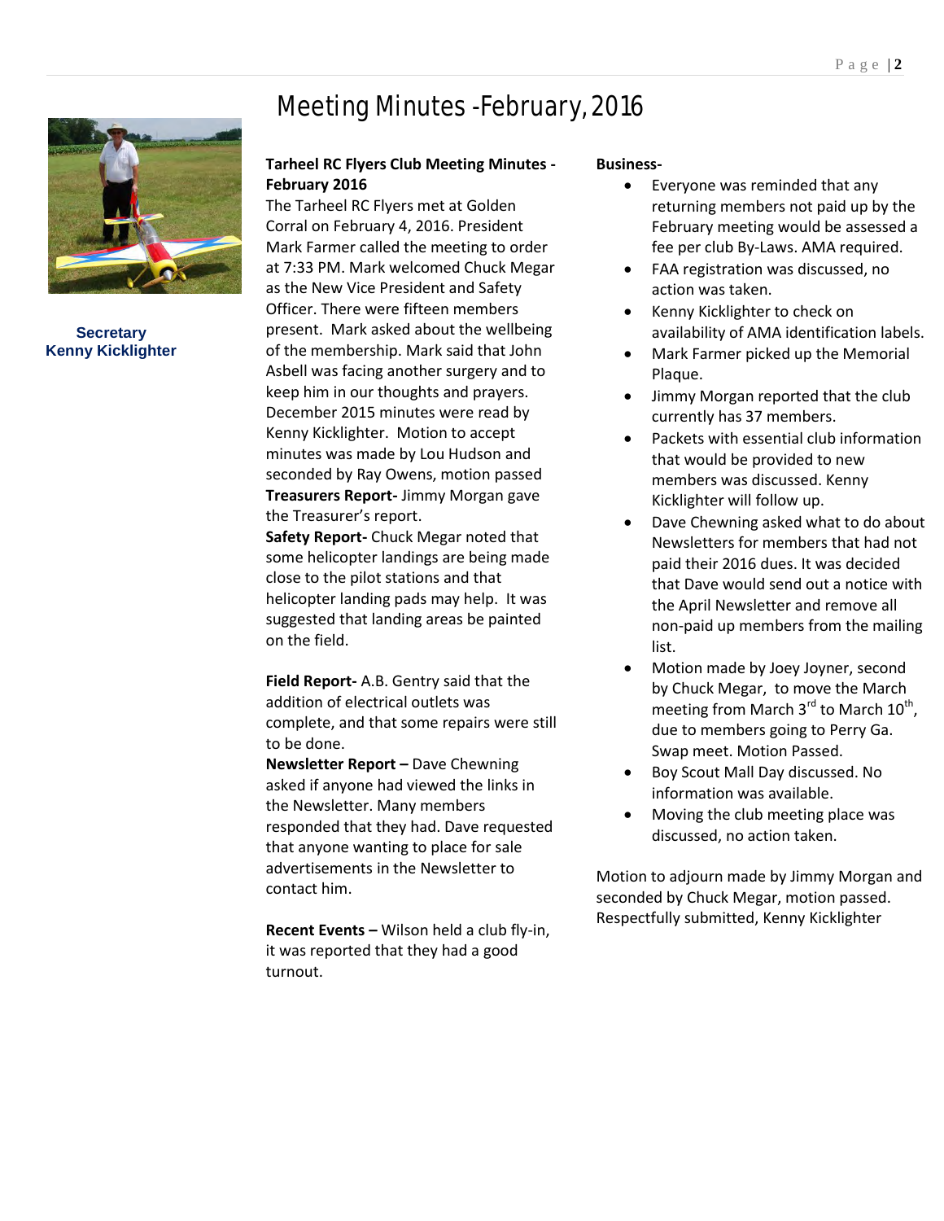# Meeting Minutes -February, 2016

**Secretary**
**Kenny Kicklighter**

**Tarheel RC Flyers Club Meeting Minutes - February 2016**

The Tarheel RC Flyers met at Golden Corral on February 4, 2016. President Mark Farmer called the meeting to order at 7:33 PM. Mark welcomed Chuck Megar as the New Vice President and Safety Officer. There were fifteen members present. Mark asked about the wellbeing of the membership. Mark said that John Asbell was facing another surgery and to keep him in our thoughts and prayers. December 2015 minutes were read by Kenny Kicklighter. Motion to accept minutes was made by Lou Hudson and seconded by Ray Owens, motion passed

**Treasurers Report-** Jimmy Morgan gave the Treasurer's report.

**Safety Report-** Chuck Megar noted that some helicopter landings are being made close to the pilot stations and that helicopter landing pads may help. It was suggested that landing areas be painted on the field.

**Field Report-** A.B. Gentry said that the addition of electrical outlets was complete, and that some repairs were still to be done.

**Newsletter Report –** Dave Chewning asked if anyone had viewed the links in the Newsletter. Many members responded that they had. Dave requested that anyone wanting to place for sale advertisements in the Newsletter to contact him.

**Recent Events –** Wilson held a club fly-in, it was reported that they had a good turnout.

**Business-**

- Everyone was reminded that any returning members not paid up by the February meeting would be assessed a fee per club By-Laws. AMA required.
- FAA registration was discussed, no action was taken.
- Kenny Kicklighter to check on availability of AMA identification labels.
- Mark Farmer picked up the Memorial Plaque.
- Jimmy Morgan reported that the club currently has 37 members.
- Packets with essential club information that would be provided to new members was discussed. Kenny Kicklighter will follow up.
- Dave Chewning asked what to do about Newsletters for members that had not paid their 2016 dues. It was decided that Dave would send out a notice with the April Newsletter and remove all non-paid up members from the mailing list.
- Motion made by Joey Joyner, second by Chuck Megar, to move the March meeting from March 3rd to March 10th, due to members going to Perry Ga. Swap meet. Motion Passed.
- Boy Scout Mall Day discussed. No information was available.
- Moving the club meeting place was discussed, no action taken.

Motion to adjourn made by Jimmy Morgan and seconded by Chuck Megar, motion passed.
Respectfully submitted, Kenny Kicklighter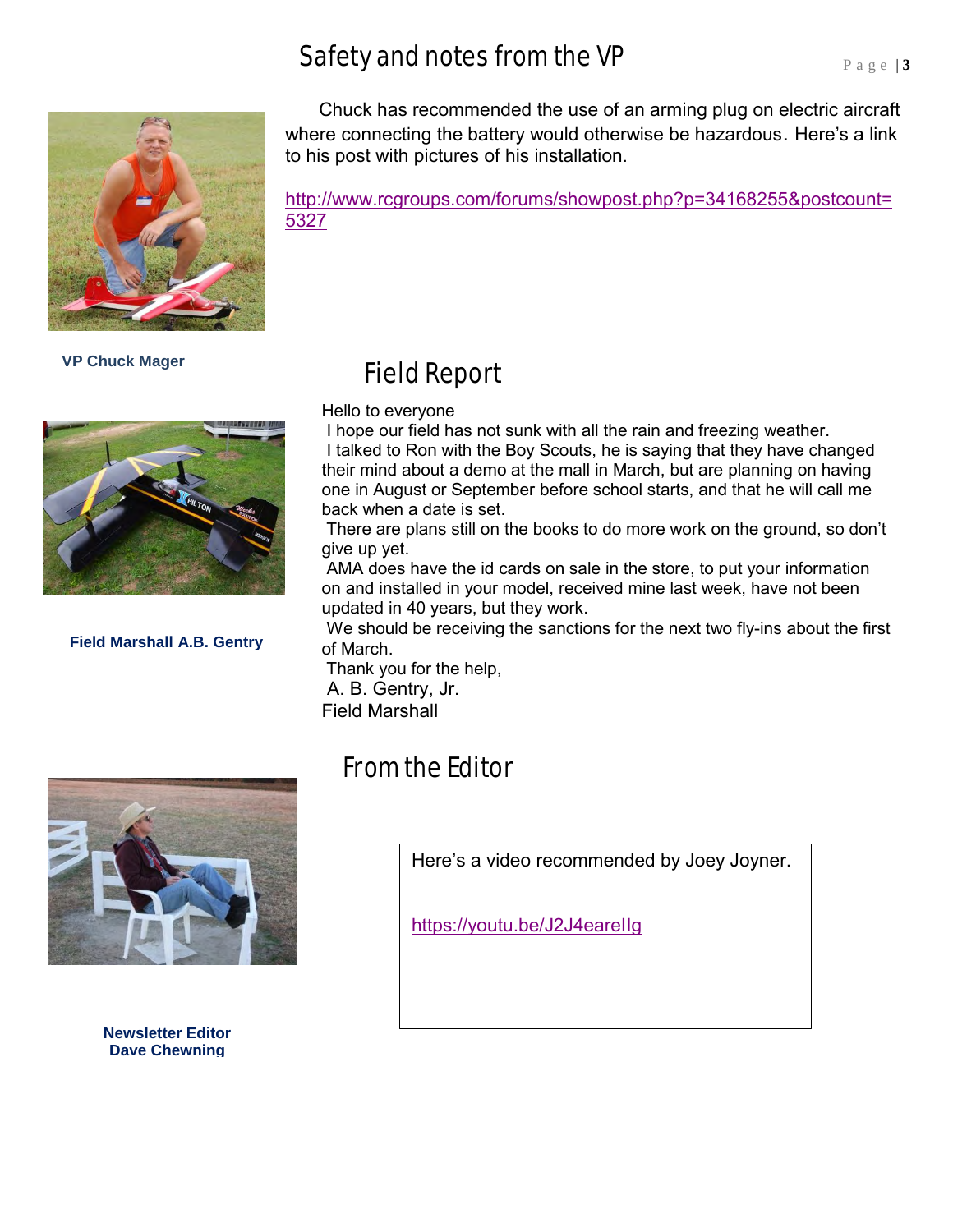# Safety and notes from the VP

Chuck has recommended the use of an arming plug on electric aircraft where connecting the battery would otherwise be hazardous. Here's a link to his post with pictures of his installation.

http://www.rcgroups.com/forums/showpost.php?p=34168255&postcount=5327

**VP Chuck Mager**

## Field Report

Hello to everyone

I hope our field has not sunk with all the rain and freezing weather.

I talked to Ron with the Boy Scouts, he is saying that they have changed their mind about a demo at the mall in March, but are planning on having one in August or September before school starts, and that he will call me back when a date is set.

There are plans still on the books to do more work on the ground, so don't give up yet.

AMA does have the id cards on sale in the store, to put your information on and installed in your model, received mine last week, have not been updated in 40 years, but they work.

We should be receiving the sanctions for the next two fly-ins about the first of March.

Thank you for the help,

A. B. Gentry, Jr.

Field Marshall

**Field Marshall A.B. Gentry**

## From the Editor

Here's a video recommended by Joey Joyner.

https://youtu.be/J2J4earelIg

**Newsletter Editor**
**Dave Chewning**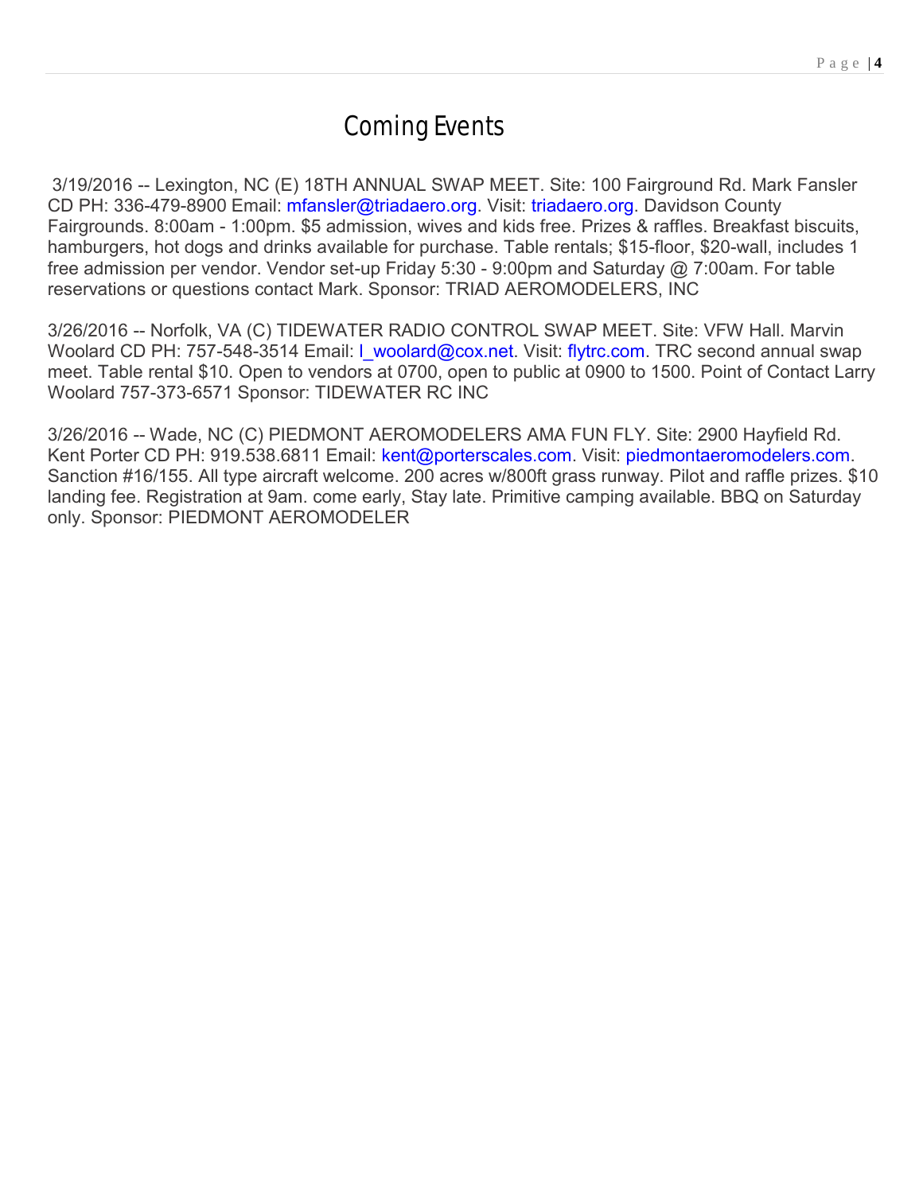# Coming Events

3/19/2016 -- Lexington, NC (E) 18TH ANNUAL SWAP MEET. Site: 100 Fairground Rd. Mark Fansler CD PH: 336-479-8900 Email: mfansler@triadaero.org. Visit: triadaero.org. Davidson County Fairgrounds. 8:00am - 1:00pm. $5 admission, wives and kids free. Prizes & raffles. Breakfast biscuits, hamburgers, hot dogs and drinks available for purchase. Table rentals; $15-floor, $20-wall, includes 1 free admission per vendor. Vendor set-up Friday 5:30 - 9:00pm and Saturday @ 7:00am. For table reservations or questions contact Mark. Sponsor: TRIAD AEROMODELERS, INC

3/26/2016 -- Norfolk, VA (C) TIDEWATER RADIO CONTROL SWAP MEET. Site: VFW Hall. Marvin Woolard CD PH: 757-548-3514 Email: l_woolard@cox.net. Visit: flytrc.com. TRC second annual swap meet. Table rental $10. Open to vendors at 0700, open to public at 0900 to 1500. Point of Contact Larry Woolard 757-373-6571 Sponsor: TIDEWATER RC INC

3/26/2016 -- Wade, NC (C) PIEDMONT AEROMODELERS AMA FUN FLY. Site: 2900 Hayfield Rd. Kent Porter CD PH: 919.538.6811 Email: kent@porterscales.com. Visit: piedmontaeromodelers.com. Sanction #16/155. All type aircraft welcome. 200 acres w/800ft grass runway. Pilot and raffle prizes. $10 landing fee. Registration at 9am. come early, Stay late. Primitive camping available. BBQ on Saturday only. Sponsor: PIEDMONT AEROMODELER